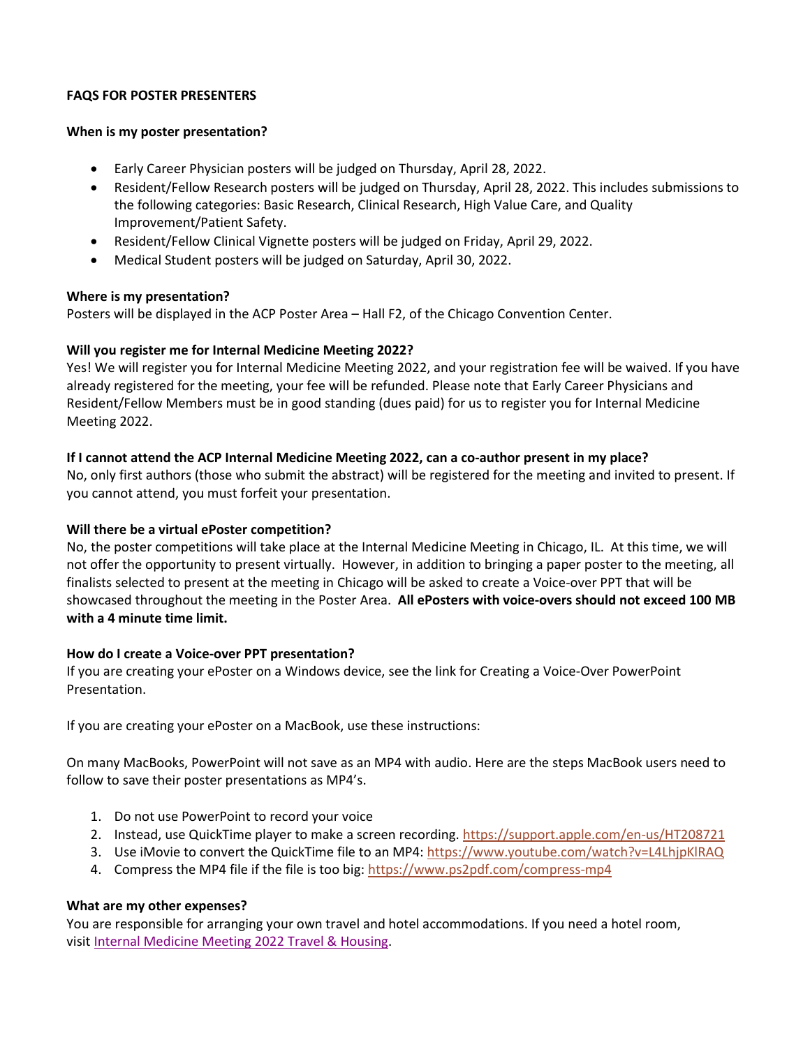## FAQS FOR POSTER PRESENTERS

### When is my poster presentation?

- Early Career Physician posters will be judged on Thursday, April 28, 2022.
- Resident/Fellow Research posters will be judged on Thursday, April 28, 2022. This includes submissions to the following categories: Basic Research, Clinical Research, High Value Care, and Quality Improvement/Patient Safety.
- Resident/Fellow Clinical Vignette posters will be judged on Friday, April 29, 2022.
- Medical Student posters will be judged on Saturday, April 30, 2022.

### Where is my presentation?

Posters will be displayed in the ACP Poster Area – Hall F2, of the Chicago Convention Center.

### Will you register me for Internal Medicine Meeting 2022?

Yes! We will register you for Internal Medicine Meeting 2022, and your registration fee will be waived. If you have already registered for the meeting, your fee will be refunded. Please note that Early Career Physicians and Resident/Fellow Members must be in good standing (dues paid) for us to register you for Internal Medicine Meeting 2022.

### If I cannot attend the ACP Internal Medicine Meeting 2022, can a co-author present in my place?

No, only first authors (those who submit the abstract) will be registered for the meeting and invited to present. If you cannot attend, you must forfeit your presentation.

### Will there be a virtual ePoster competition?

No, the poster competitions will take place at the Internal Medicine Meeting in Chicago, IL. At this time, we will not offer the opportunity to present virtually. However, in addition to bringing a paper poster to the meeting, all finalists selected to present at the meeting in Chicago will be asked to create a Voice-over PPT that will be showcased throughout the meeting in the Poster Area. **All ePosters with voice-overs should not exceed 100 MB with a 4 minute time limit.**

### How do I create a Voice-over PPT presentation?

If you are creating your ePoster on a Windows device, see the link for Creating a Voice-Over PowerPoint Presentation.

If you are creating your ePoster on a MacBook, use these instructions:

On many MacBooks, PowerPoint will not save as an MP4 with audio. Here are the steps MacBook users need to follow to save their poster presentations as MP4's.

1. Do not use PowerPoint to record your voice
2. Instead, use QuickTime player to make a screen recording. https://support.apple.com/en-us/HT208721
3. Use iMovie to convert the QuickTime file to an MP4: https://www.youtube.com/watch?v=L4LhjpKlRAQ
4. Compress the MP4 file if the file is too big: https://www.ps2pdf.com/compress-mp4

### What are my other expenses?

You are responsible for arranging your own travel and hotel accommodations. If you need a hotel room, visit Internal Medicine Meeting 2022 Travel & Housing.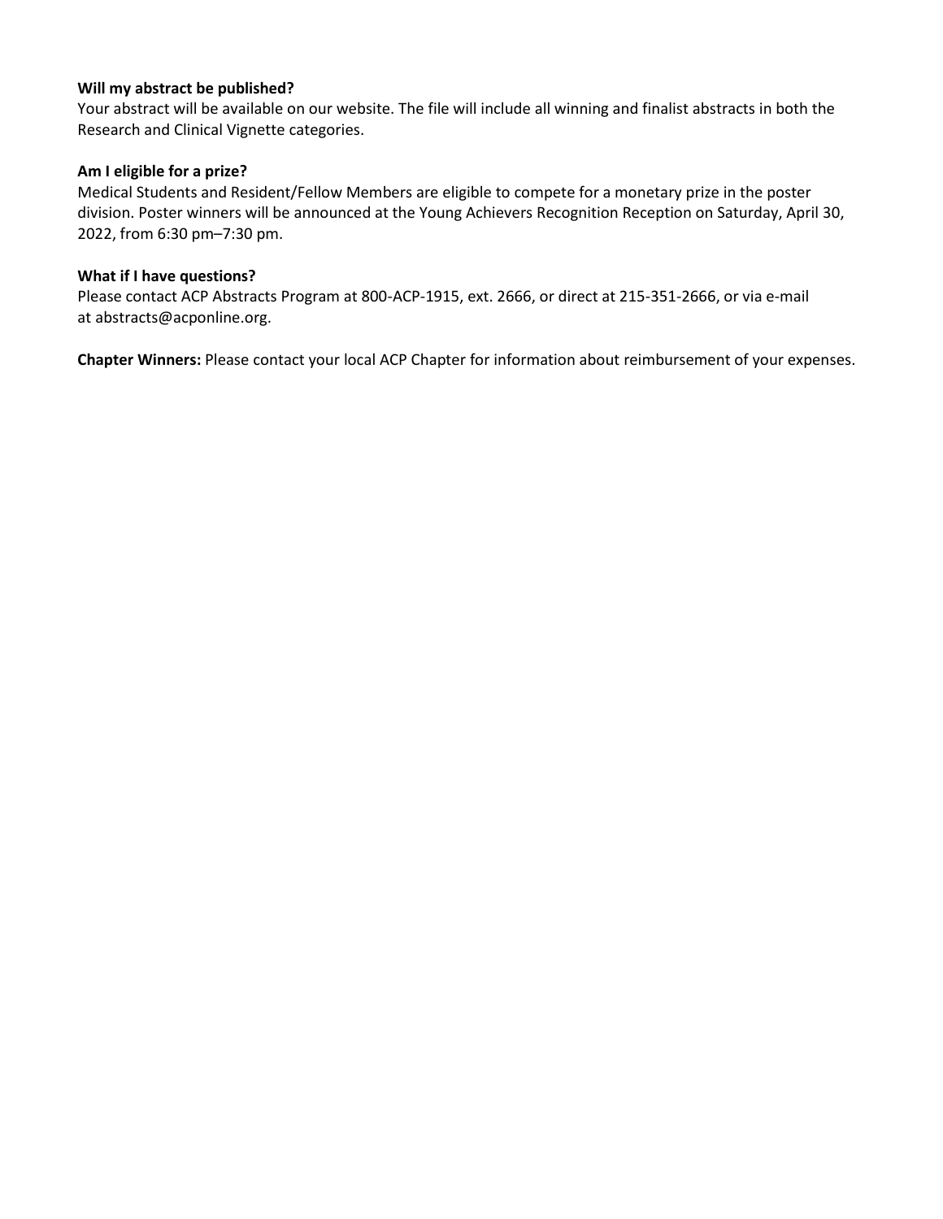**Will my abstract be published?**
Your abstract will be available on our website. The file will include all winning and finalist abstracts in both the Research and Clinical Vignette categories.

**Am I eligible for a prize?**
Medical Students and Resident/Fellow Members are eligible to compete for a monetary prize in the poster division. Poster winners will be announced at the Young Achievers Recognition Reception on Saturday, April 30, 2022, from 6:30 pm–7:30 pm.

**What if I have questions?**
Please contact ACP Abstracts Program at 800-ACP-1915, ext. 2666, or direct at 215-351-2666, or via e-mail at abstracts@acponline.org.

**Chapter Winners:** Please contact your local ACP Chapter for information about reimbursement of your expenses.